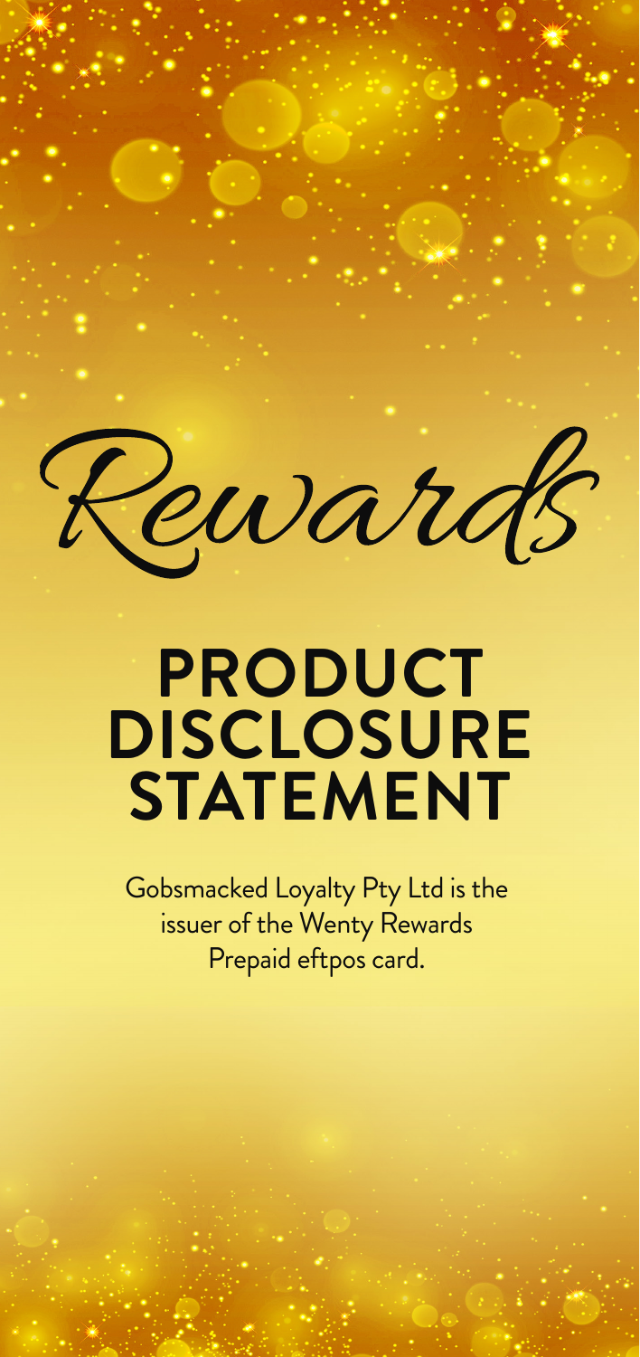Rewards

# PRODUCT DISCLOSURE STATEMENT

Gobsmacked Loyalty Pty Ltd is the issuer of the Wenty Rewards Prepaid eftpos card.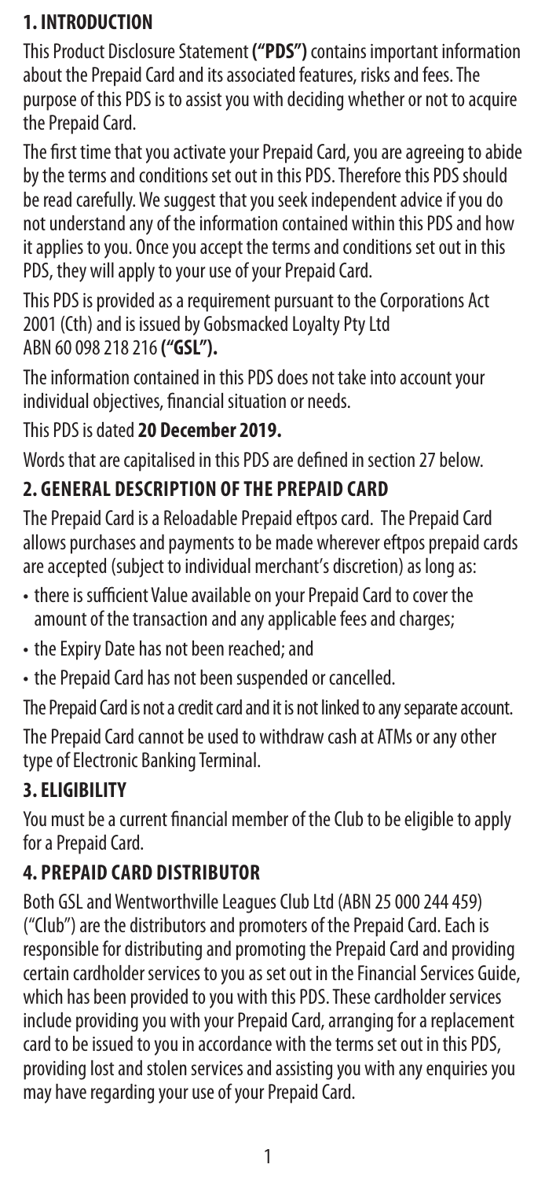## 1. INTRODUCTION

This Product Disclosure Statement **("PDS")** contains important information about the Prepaid Card and its associated features, risks and fees. The purpose of this PDS is to assist you with deciding whether or not to acquire the Prepaid Card.

The first time that you activate your Prepaid Card, you are agreeing to abide by the terms and conditions set out in this PDS. Therefore this PDS should be read carefully. We suggest that you seek independent advice if you do not understand any of the information contained within this PDS and how it applies to you. Once you accept the terms and conditions set out in this PDS, they will apply to your use of your Prepaid Card.

This PDS is provided as a requirement pursuant to the Corporations Act 2001 (Cth) and is issued by Gobsmacked Loyalty Pty Ltd ABN 60 098 218 216 **("GSL").**

The information contained in this PDS does not take into account your individual objectives, financial situation or needs.

This PDS is dated **20 December 2019.**

Words that are capitalised in this PDS are defined in section 27 below.

## 2. GENERAL DESCRIPTION OF THE PREPAID CARD

The Prepaid Card is a Reloadable Prepaid eftpos card. The Prepaid Card allows purchases and payments to be made wherever eftpos prepaid cards are accepted (subject to individual merchant's discretion) as long as:

- there is sufficient Value available on your Prepaid Card to cover the amount of the transaction and any applicable fees and charges;
- the Expiry Date has not been reached; and
- the Prepaid Card has not been suspended or cancelled.

The Prepaid Card is not a credit card and it is not linked to any separate account.

The Prepaid Card cannot be used to withdraw cash at ATMs or any other type of Electronic Banking Terminal.

## 3. ELIGIBILITY

You must be a current financial member of the Club to be eligible to apply for a Prepaid Card.

## 4. PREPAID CARD DISTRIBUTOR

Both GSL and Wentworthville Leagues Club Ltd (ABN 25 000 244 459) ("Club") are the distributors and promoters of the Prepaid Card. Each is responsible for distributing and promoting the Prepaid Card and providing certain cardholder services to you as set out in the Financial Services Guide, which has been provided to you with this PDS. These cardholder services include providing you with your Prepaid Card, arranging for a replacement card to be issued to you in accordance with the terms set out in this PDS, providing lost and stolen services and assisting you with any enquiries you may have regarding your use of your Prepaid Card.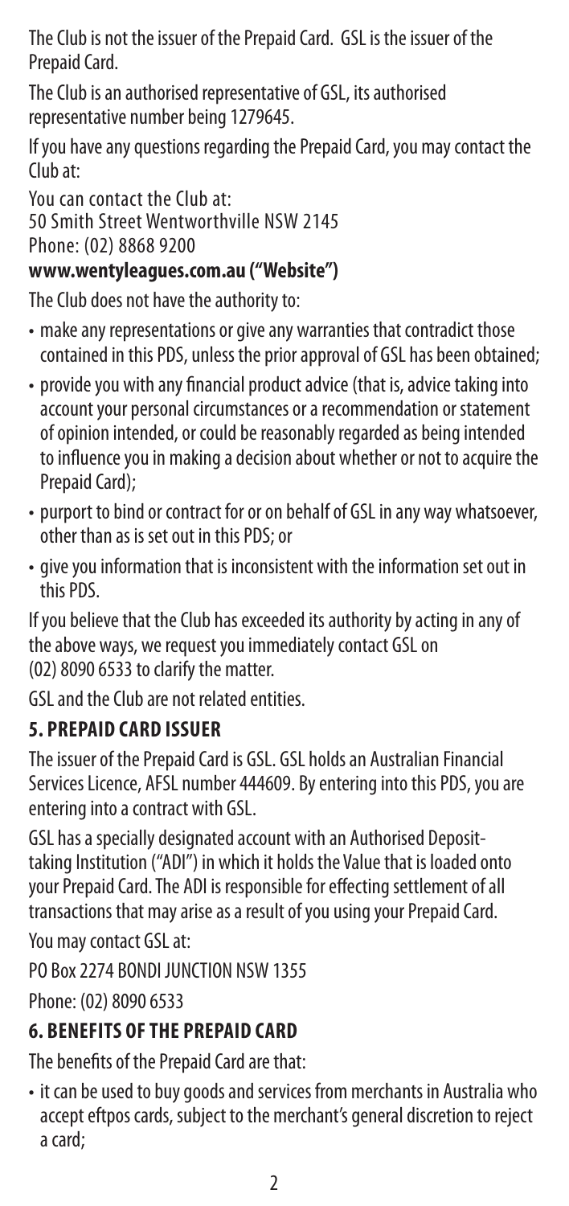The Club is not the issuer of the Prepaid Card. GSL is the issuer of the Prepaid Card.

The Club is an authorised representative of GSL, its authorised representative number being 1279645.

If you have any questions regarding the Prepaid Card, you may contact the Club at:

You can contact the Club at:
50 Smith Street Wentworthville NSW 2145
Phone: (02) 8868 9200
**www.wentyleagues.com.au ("Website")**

The Club does not have the authority to:

- make any representations or give any warranties that contradict those contained in this PDS, unless the prior approval of GSL has been obtained;
- provide you with any financial product advice (that is, advice taking into account your personal circumstances or a recommendation or statement of opinion intended, or could be reasonably regarded as being intended to influence you in making a decision about whether or not to acquire the Prepaid Card);
- purport to bind or contract for or on behalf of GSL in any way whatsoever, other than as is set out in this PDS; or
- give you information that is inconsistent with the information set out in this PDS.

If you believe that the Club has exceeded its authority by acting in any of the above ways, we request you immediately contact GSL on (02) 8090 6533 to clarify the matter.

GSL and the Club are not related entities.

## 5. PREPAID CARD ISSUER

The issuer of the Prepaid Card is GSL. GSL holds an Australian Financial Services Licence, AFSL number 444609. By entering into this PDS, you are entering into a contract with GSL.

GSL has a specially designated account with an Authorised Deposit-taking Institution ("ADI") in which it holds the Value that is loaded onto your Prepaid Card. The ADI is responsible for effecting settlement of all transactions that may arise as a result of you using your Prepaid Card.

You may contact GSL at:

PO Box 2274 BONDI JUNCTION NSW 1355

Phone: (02) 8090 6533

## 6. BENEFITS OF THE PREPAID CARD

The benefits of the Prepaid Card are that:

- it can be used to buy goods and services from merchants in Australia who accept eftpos cards, subject to the merchant's general discretion to reject a card;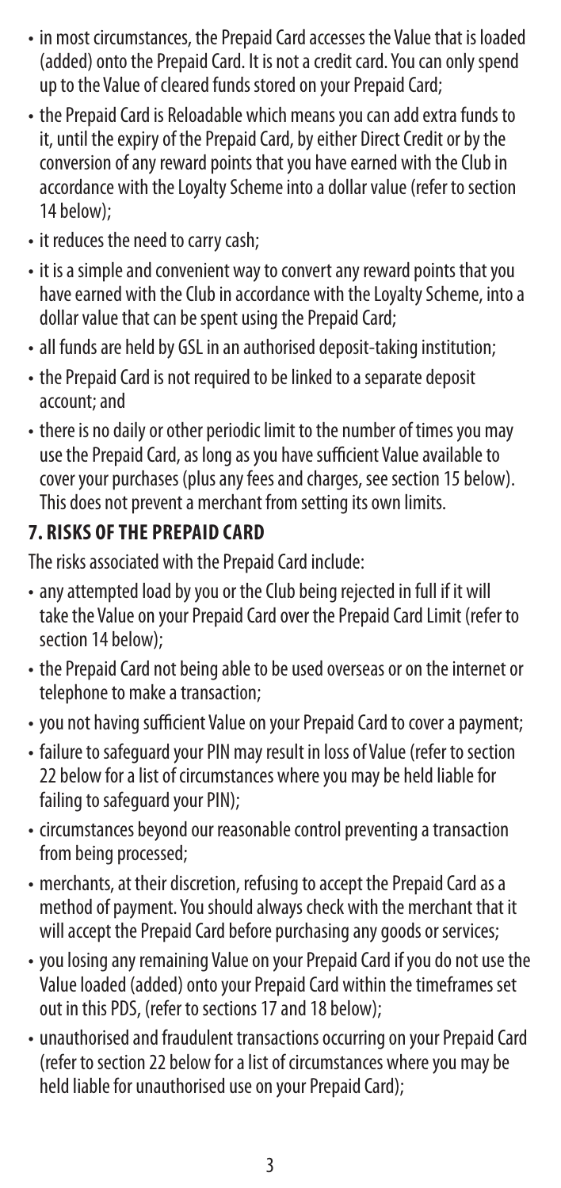- in most circumstances, the Prepaid Card accesses the Value that is loaded (added) onto the Prepaid Card. It is not a credit card. You can only spend up to the Value of cleared funds stored on your Prepaid Card;
- the Prepaid Card is Reloadable which means you can add extra funds to it, until the expiry of the Prepaid Card, by either Direct Credit or by the conversion of any reward points that you have earned with the Club in accordance with the Loyalty Scheme into a dollar value (refer to section 14 below);
- it reduces the need to carry cash;
- it is a simple and convenient way to convert any reward points that you have earned with the Club in accordance with the Loyalty Scheme, into a dollar value that can be spent using the Prepaid Card;
- all funds are held by GSL in an authorised deposit-taking institution;
- the Prepaid Card is not required to be linked to a separate deposit account; and
- there is no daily or other periodic limit to the number of times you may use the Prepaid Card, as long as you have sufficient Value available to cover your purchases (plus any fees and charges, see section 15 below). This does not prevent a merchant from setting its own limits.

## 7. RISKS OF THE PREPAID CARD

The risks associated with the Prepaid Card include:

- any attempted load by you or the Club being rejected in full if it will take the Value on your Prepaid Card over the Prepaid Card Limit (refer to section 14 below);
- the Prepaid Card not being able to be used overseas or on the internet or telephone to make a transaction;
- you not having sufficient Value on your Prepaid Card to cover a payment;
- failure to safeguard your PIN may result in loss of Value (refer to section 22 below for a list of circumstances where you may be held liable for failing to safeguard your PIN);
- circumstances beyond our reasonable control preventing a transaction from being processed;
- merchants, at their discretion, refusing to accept the Prepaid Card as a method of payment. You should always check with the merchant that it will accept the Prepaid Card before purchasing any goods or services;
- you losing any remaining Value on your Prepaid Card if you do not use the Value loaded (added) onto your Prepaid Card within the timeframes set out in this PDS, (refer to sections 17 and 18 below);
- unauthorised and fraudulent transactions occurring on your Prepaid Card (refer to section 22 below for a list of circumstances where you may be held liable for unauthorised use on your Prepaid Card);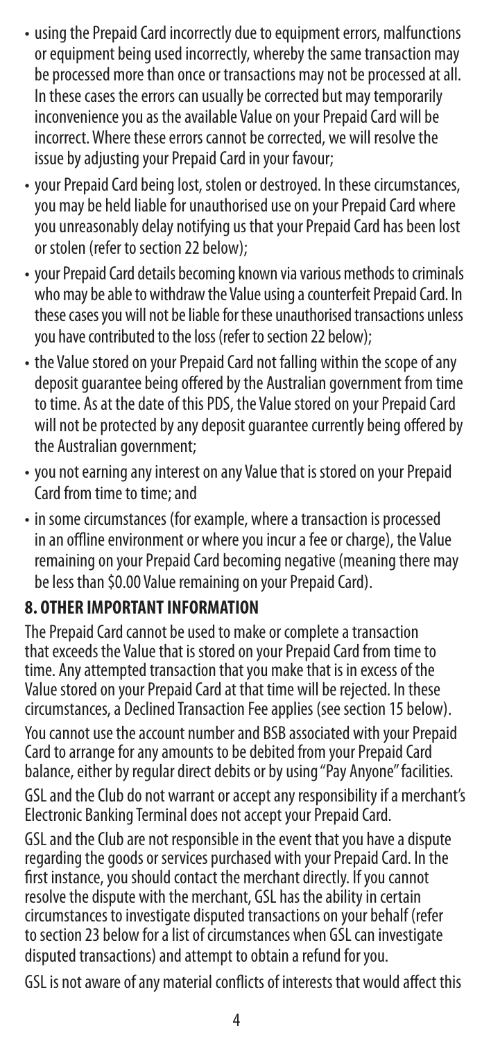- using the Prepaid Card incorrectly due to equipment errors, malfunctions or equipment being used incorrectly, whereby the same transaction may be processed more than once or transactions may not be processed at all. In these cases the errors can usually be corrected but may temporarily inconvenience you as the available Value on your Prepaid Card will be incorrect. Where these errors cannot be corrected, we will resolve the issue by adjusting your Prepaid Card in your favour;
- your Prepaid Card being lost, stolen or destroyed. In these circumstances, you may be held liable for unauthorised use on your Prepaid Card where you unreasonably delay notifying us that your Prepaid Card has been lost or stolen (refer to section 22 below);
- your Prepaid Card details becoming known via various methods to criminals who may be able to withdraw the Value using a counterfeit Prepaid Card. In these cases you will not be liable for these unauthorised transactions unless you have contributed to the loss (refer to section 22 below);
- the Value stored on your Prepaid Card not falling within the scope of any deposit guarantee being offered by the Australian government from time to time. As at the date of this PDS, the Value stored on your Prepaid Card will not be protected by any deposit guarantee currently being offered by the Australian government;
- you not earning any interest on any Value that is stored on your Prepaid Card from time to time; and
- in some circumstances (for example, where a transaction is processed in an offline environment or where you incur a fee or charge), the Value remaining on your Prepaid Card becoming negative (meaning there may be less than $0.00 Value remaining on your Prepaid Card).

## 8. OTHER IMPORTANT INFORMATION

The Prepaid Card cannot be used to make or complete a transaction that exceeds the Value that is stored on your Prepaid Card from time to time. Any attempted transaction that you make that is in excess of the Value stored on your Prepaid Card at that time will be rejected. In these circumstances, a Declined Transaction Fee applies (see section 15 below).

You cannot use the account number and BSB associated with your Prepaid Card to arrange for any amounts to be debited from your Prepaid Card balance, either by regular direct debits or by using "Pay Anyone" facilities.

GSL and the Club do not warrant or accept any responsibility if a merchant's Electronic Banking Terminal does not accept your Prepaid Card.

GSL and the Club are not responsible in the event that you have a dispute regarding the goods or services purchased with your Prepaid Card. In the first instance, you should contact the merchant directly. If you cannot resolve the dispute with the merchant, GSL has the ability in certain circumstances to investigate disputed transactions on your behalf (refer to section 23 below for a list of circumstances when GSL can investigate disputed transactions) and attempt to obtain a refund for you.

GSL is not aware of any material conflicts of interests that would affect this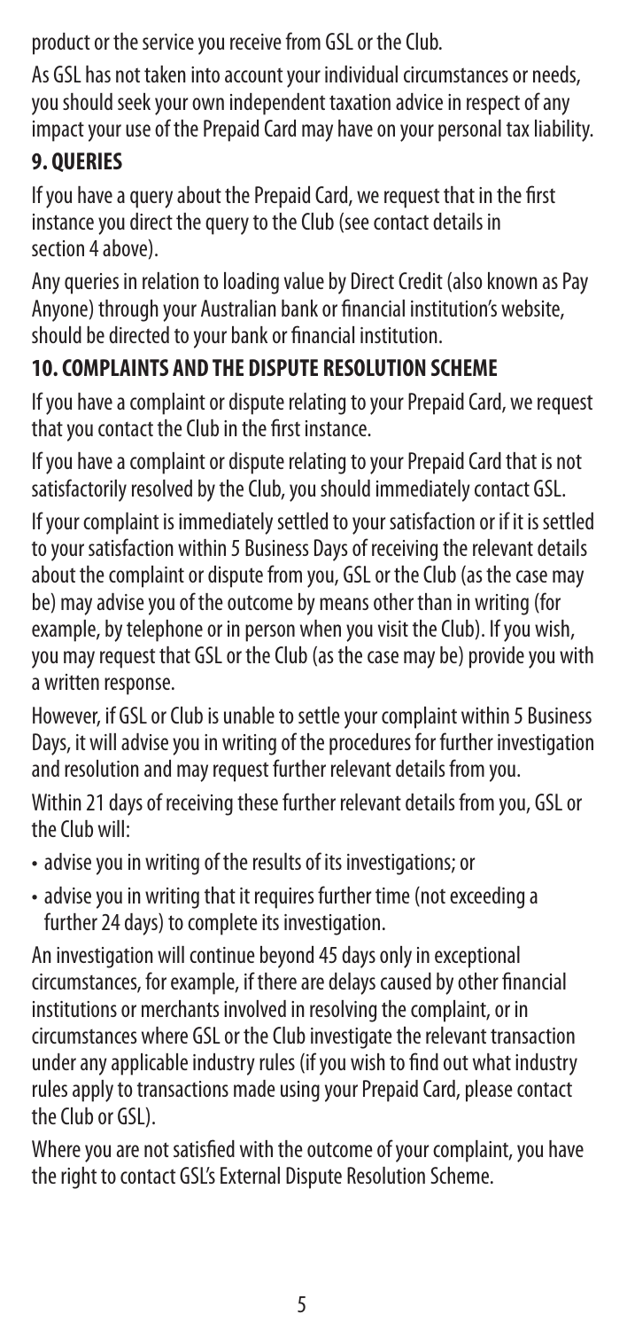product or the service you receive from GSL or the Club.

As GSL has not taken into account your individual circumstances or needs, you should seek your own independent taxation advice in respect of any impact your use of the Prepaid Card may have on your personal tax liability.

## 9. QUERIES

If you have a query about the Prepaid Card, we request that in the first instance you direct the query to the Club (see contact details in section 4 above).

Any queries in relation to loading value by Direct Credit (also known as Pay Anyone) through your Australian bank or financial institution's website, should be directed to your bank or financial institution.

## 10. COMPLAINTS AND THE DISPUTE RESOLUTION SCHEME

If you have a complaint or dispute relating to your Prepaid Card, we request that you contact the Club in the first instance.

If you have a complaint or dispute relating to your Prepaid Card that is not satisfactorily resolved by the Club, you should immediately contact GSL.

If your complaint is immediately settled to your satisfaction or if it is settled to your satisfaction within 5 Business Days of receiving the relevant details about the complaint or dispute from you, GSL or the Club (as the case may be) may advise you of the outcome by means other than in writing (for example, by telephone or in person when you visit the Club). If you wish, you may request that GSL or the Club (as the case may be) provide you with a written response.

However, if GSL or Club is unable to settle your complaint within 5 Business Days, it will advise you in writing of the procedures for further investigation and resolution and may request further relevant details from you.

Within 21 days of receiving these further relevant details from you, GSL or the Club will:

- advise you in writing of the results of its investigations; or
- advise you in writing that it requires further time (not exceeding a further 24 days) to complete its investigation.

An investigation will continue beyond 45 days only in exceptional circumstances, for example, if there are delays caused by other financial institutions or merchants involved in resolving the complaint, or in circumstances where GSL or the Club investigate the relevant transaction under any applicable industry rules (if you wish to find out what industry rules apply to transactions made using your Prepaid Card, please contact the Club or GSL).

Where you are not satisfied with the outcome of your complaint, you have the right to contact GSL's External Dispute Resolution Scheme.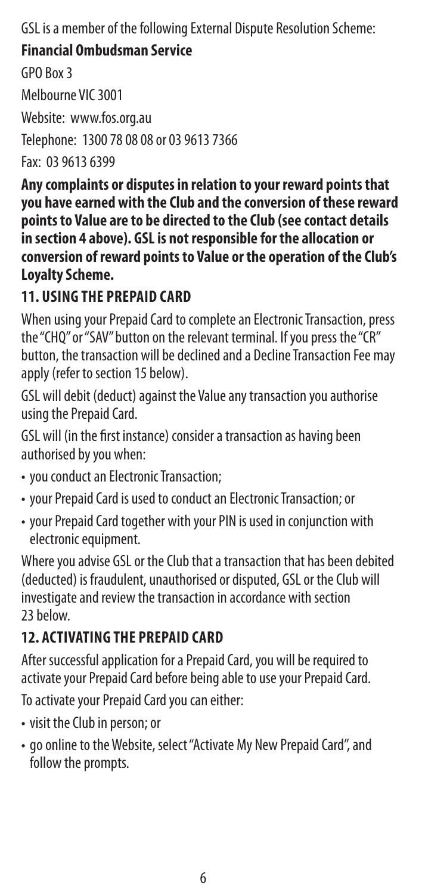GSL is a member of the following External Dispute Resolution Scheme:

**Financial Ombudsman Service**

GPO Box 3

Melbourne VIC 3001

Website: www.fos.org.au

Telephone: 1300 78 08 08 or 03 9613 7366

Fax: 03 9613 6399

**Any complaints or disputes in relation to your reward points that you have earned with the Club and the conversion of these reward points to Value are to be directed to the Club (see contact details in section 4 above). GSL is not responsible for the allocation or conversion of reward points to Value or the operation of the Club's Loyalty Scheme.**

## 11. USING THE PREPAID CARD

When using your Prepaid Card to complete an Electronic Transaction, press the "CHQ" or "SAV" button on the relevant terminal. If you press the "CR" button, the transaction will be declined and a Decline Transaction Fee may apply (refer to section 15 below).

GSL will debit (deduct) against the Value any transaction you authorise using the Prepaid Card.

GSL will (in the first instance) consider a transaction as having been authorised by you when:

- you conduct an Electronic Transaction;
- your Prepaid Card is used to conduct an Electronic Transaction; or
- your Prepaid Card together with your PIN is used in conjunction with electronic equipment.

Where you advise GSL or the Club that a transaction that has been debited (deducted) is fraudulent, unauthorised or disputed, GSL or the Club will investigate and review the transaction in accordance with section 23 below.

## 12. ACTIVATING THE PREPAID CARD

After successful application for a Prepaid Card, you will be required to activate your Prepaid Card before being able to use your Prepaid Card.

To activate your Prepaid Card you can either:

- visit the Club in person; or
- go online to the Website, select "Activate My New Prepaid Card", and follow the prompts.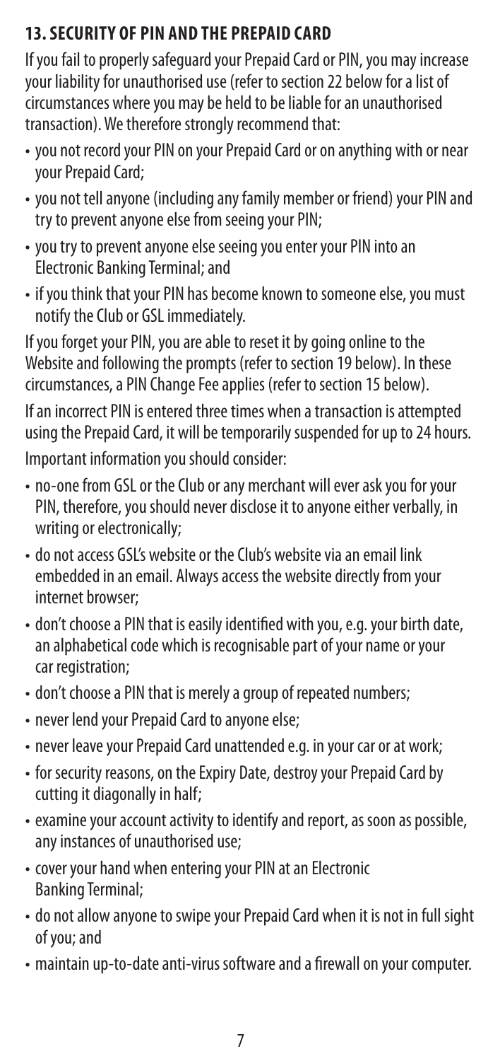## 13. SECURITY OF PIN AND THE PREPAID CARD

If you fail to properly safeguard your Prepaid Card or PIN, you may increase your liability for unauthorised use (refer to section 22 below for a list of circumstances where you may be held to be liable for an unauthorised transaction). We therefore strongly recommend that:

- you not record your PIN on your Prepaid Card or on anything with or near your Prepaid Card;
- you not tell anyone (including any family member or friend) your PIN and try to prevent anyone else from seeing your PIN;
- you try to prevent anyone else seeing you enter your PIN into an Electronic Banking Terminal; and
- if you think that your PIN has become known to someone else, you must notify the Club or GSL immediately.

If you forget your PIN, you are able to reset it by going online to the Website and following the prompts (refer to section 19 below). In these circumstances, a PIN Change Fee applies (refer to section 15 below).

If an incorrect PIN is entered three times when a transaction is attempted using the Prepaid Card, it will be temporarily suspended for up to 24 hours.

Important information you should consider:

- no-one from GSL or the Club or any merchant will ever ask you for your PIN, therefore, you should never disclose it to anyone either verbally, in writing or electronically;
- do not access GSL's website or the Club's website via an email link embedded in an email. Always access the website directly from your internet browser;
- don't choose a PIN that is easily identified with you, e.g. your birth date, an alphabetical code which is recognisable part of your name or your car registration;
- don't choose a PIN that is merely a group of repeated numbers;
- never lend your Prepaid Card to anyone else;
- never leave your Prepaid Card unattended e.g. in your car or at work;
- for security reasons, on the Expiry Date, destroy your Prepaid Card by cutting it diagonally in half;
- examine your account activity to identify and report, as soon as possible, any instances of unauthorised use;
- cover your hand when entering your PIN at an Electronic Banking Terminal;
- do not allow anyone to swipe your Prepaid Card when it is not in full sight of you; and
- maintain up-to-date anti-virus software and a firewall on your computer.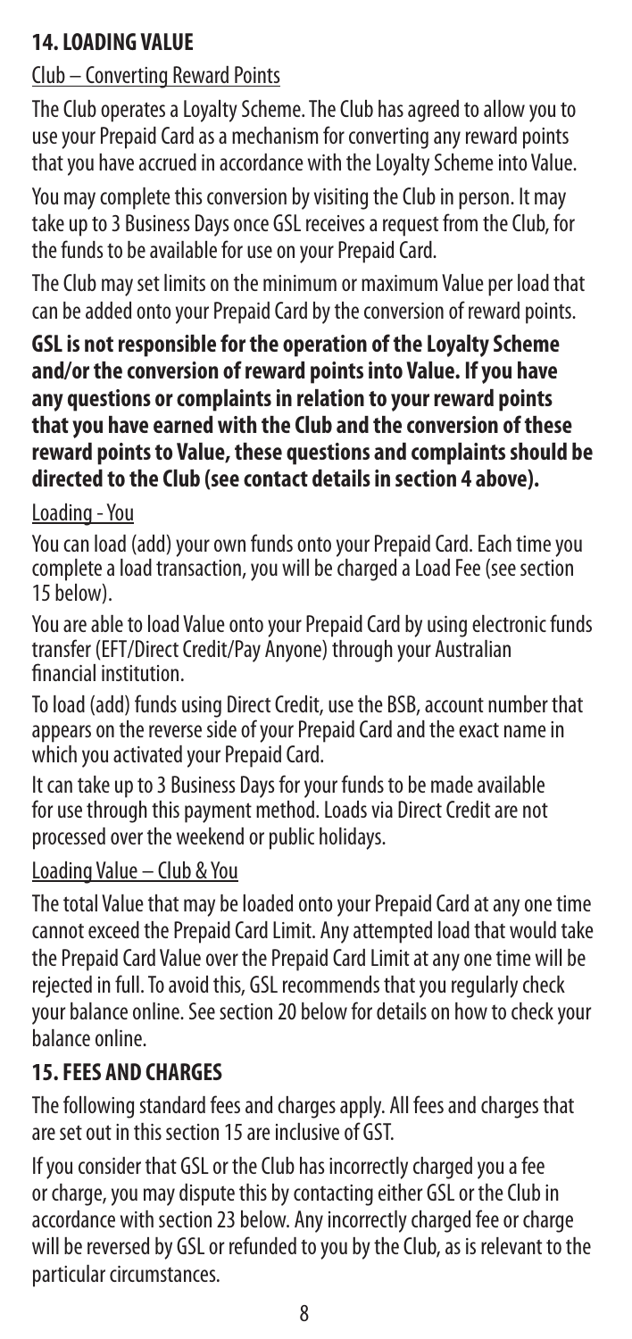## 14. LOADING VALUE

Club – Converting Reward Points

The Club operates a Loyalty Scheme. The Club has agreed to allow you to use your Prepaid Card as a mechanism for converting any reward points that you have accrued in accordance with the Loyalty Scheme into Value.

You may complete this conversion by visiting the Club in person. It may take up to 3 Business Days once GSL receives a request from the Club, for the funds to be available for use on your Prepaid Card.

The Club may set limits on the minimum or maximum Value per load that can be added onto your Prepaid Card by the conversion of reward points.

**GSL is not responsible for the operation of the Loyalty Scheme and/or the conversion of reward points into Value. If you have any questions or complaints in relation to your reward points that you have earned with the Club and the conversion of these reward points to Value, these questions and complaints should be directed to the Club (see contact details in section 4 above).**

Loading - You

You can load (add) your own funds onto your Prepaid Card. Each time you complete a load transaction, you will be charged a Load Fee (see section 15 below).

You are able to load Value onto your Prepaid Card by using electronic funds transfer (EFT/Direct Credit/Pay Anyone) through your Australian financial institution.

To load (add) funds using Direct Credit, use the BSB, account number that appears on the reverse side of your Prepaid Card and the exact name in which you activated your Prepaid Card.

It can take up to 3 Business Days for your funds to be made available for use through this payment method. Loads via Direct Credit are not processed over the weekend or public holidays.

Loading Value – Club & You

The total Value that may be loaded onto your Prepaid Card at any one time cannot exceed the Prepaid Card Limit. Any attempted load that would take the Prepaid Card Value over the Prepaid Card Limit at any one time will be rejected in full. To avoid this, GSL recommends that you regularly check your balance online. See section 20 below for details on how to check your balance online.

## 15. FEES AND CHARGES

The following standard fees and charges apply. All fees and charges that are set out in this section 15 are inclusive of GST.

If you consider that GSL or the Club has incorrectly charged you a fee or charge, you may dispute this by contacting either GSL or the Club in accordance with section 23 below. Any incorrectly charged fee or charge will be reversed by GSL or refunded to you by the Club, as is relevant to the particular circumstances.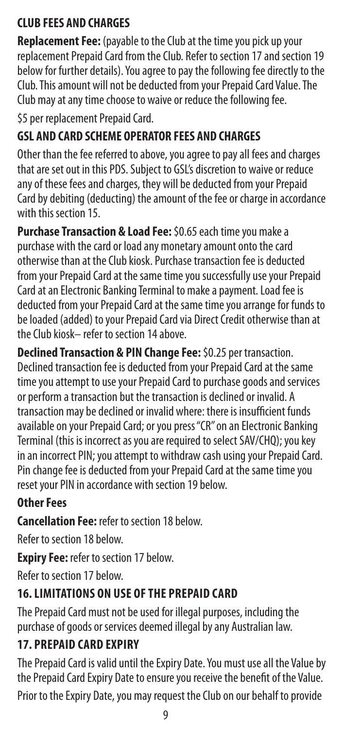## CLUB FEES AND CHARGES

**Replacement Fee:** (payable to the Club at the time you pick up your replacement Prepaid Card from the Club. Refer to section 17 and section 19 below for further details). You agree to pay the following fee directly to the Club. This amount will not be deducted from your Prepaid Card Value. The Club may at any time choose to waive or reduce the following fee.

$5 per replacement Prepaid Card.

## GSL AND CARD SCHEME OPERATOR FEES AND CHARGES

Other than the fee referred to above, you agree to pay all fees and charges that are set out in this PDS. Subject to GSL's discretion to waive or reduce any of these fees and charges, they will be deducted from your Prepaid Card by debiting (deducting) the amount of the fee or charge in accordance with this section 15.

**Purchase Transaction & Load Fee:** $0.65 each time you make a purchase with the card or load any monetary amount onto the card otherwise than at the Club kiosk. Purchase transaction fee is deducted from your Prepaid Card at the same time you successfully use your Prepaid Card at an Electronic Banking Terminal to make a payment. Load fee is deducted from your Prepaid Card at the same time you arrange for funds to be loaded (added) to your Prepaid Card via Direct Credit otherwise than at the Club kiosk– refer to section 14 above.

**Declined Transaction & PIN Change Fee:** $0.25 per transaction. Declined transaction fee is deducted from your Prepaid Card at the same time you attempt to use your Prepaid Card to purchase goods and services or perform a transaction but the transaction is declined or invalid. A transaction may be declined or invalid where: there is insufficient funds available on your Prepaid Card; or you press "CR" on an Electronic Banking Terminal (this is incorrect as you are required to select SAV/CHQ); you key in an incorrect PIN; you attempt to withdraw cash using your Prepaid Card. Pin change fee is deducted from your Prepaid Card at the same time you reset your PIN in accordance with section 19 below.

### Other Fees

**Cancellation Fee:** refer to section 18 below.

Refer to section 18 below.

**Expiry Fee:** refer to section 17 below.

Refer to section 17 below.

## 16. LIMITATIONS ON USE OF THE PREPAID CARD

The Prepaid Card must not be used for illegal purposes, including the purchase of goods or services deemed illegal by any Australian law.

## 17. PREPAID CARD EXPIRY

The Prepaid Card is valid until the Expiry Date. You must use all the Value by the Prepaid Card Expiry Date to ensure you receive the benefit of the Value.

Prior to the Expiry Date, you may request the Club on our behalf to provide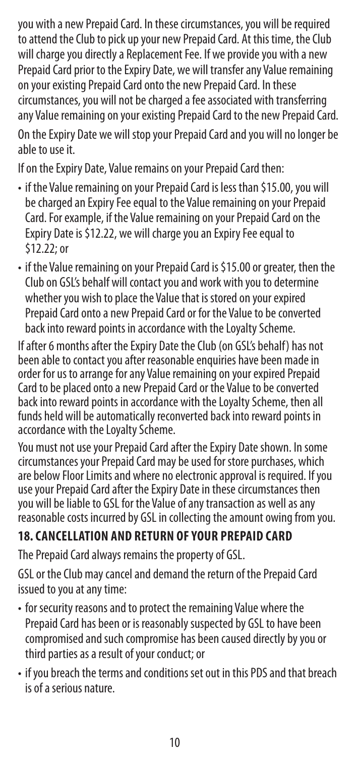you with a new Prepaid Card. In these circumstances, you will be required to attend the Club to pick up your new Prepaid Card. At this time, the Club will charge you directly a Replacement Fee. If we provide you with a new Prepaid Card prior to the Expiry Date, we will transfer any Value remaining on your existing Prepaid Card onto the new Prepaid Card. In these circumstances, you will not be charged a fee associated with transferring any Value remaining on your existing Prepaid Card to the new Prepaid Card.

On the Expiry Date we will stop your Prepaid Card and you will no longer be able to use it.

If on the Expiry Date, Value remains on your Prepaid Card then:

- if the Value remaining on your Prepaid Card is less than $15.00, you will be charged an Expiry Fee equal to the Value remaining on your Prepaid Card. For example, if the Value remaining on your Prepaid Card on the Expiry Date is $12.22, we will charge you an Expiry Fee equal to $12.22; or
- if the Value remaining on your Prepaid Card is $15.00 or greater, then the Club on GSL's behalf will contact you and work with you to determine whether you wish to place the Value that is stored on your expired Prepaid Card onto a new Prepaid Card or for the Value to be converted back into reward points in accordance with the Loyalty Scheme.

If after 6 months after the Expiry Date the Club (on GSL's behalf) has not been able to contact you after reasonable enquiries have been made in order for us to arrange for any Value remaining on your expired Prepaid Card to be placed onto a new Prepaid Card or the Value to be converted back into reward points in accordance with the Loyalty Scheme, then all funds held will be automatically reconverted back into reward points in accordance with the Loyalty Scheme.

You must not use your Prepaid Card after the Expiry Date shown. In some circumstances your Prepaid Card may be used for store purchases, which are below Floor Limits and where no electronic approval is required. If you use your Prepaid Card after the Expiry Date in these circumstances then you will be liable to GSL for the Value of any transaction as well as any reasonable costs incurred by GSL in collecting the amount owing from you.

## 18. CANCELLATION AND RETURN OF YOUR PREPAID CARD

The Prepaid Card always remains the property of GSL.

GSL or the Club may cancel and demand the return of the Prepaid Card issued to you at any time:

- for security reasons and to protect the remaining Value where the Prepaid Card has been or is reasonably suspected by GSL to have been compromised and such compromise has been caused directly by you or third parties as a result of your conduct; or
- if you breach the terms and conditions set out in this PDS and that breach is of a serious nature.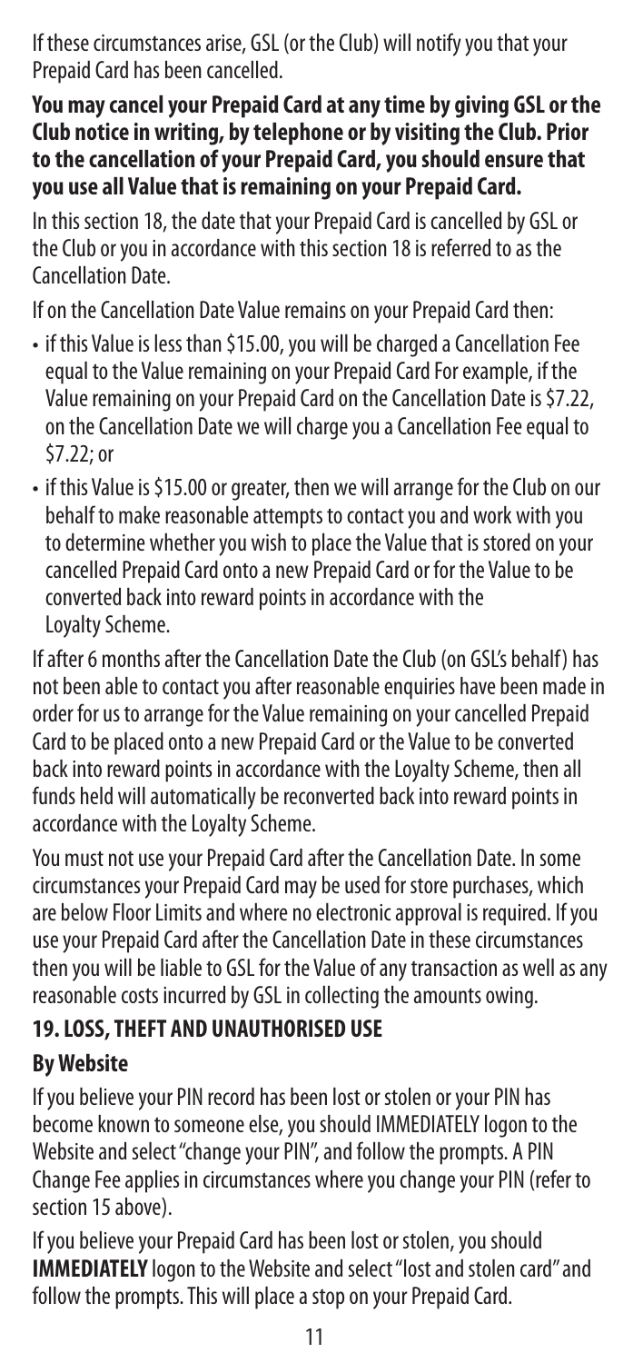If these circumstances arise, GSL (or the Club) will notify you that your Prepaid Card has been cancelled.

**You may cancel your Prepaid Card at any time by giving GSL or the Club notice in writing, by telephone or by visiting the Club. Prior to the cancellation of your Prepaid Card, you should ensure that you use all Value that is remaining on your Prepaid Card.**

In this section 18, the date that your Prepaid Card is cancelled by GSL or the Club or you in accordance with this section 18 is referred to as the Cancellation Date.

If on the Cancellation Date Value remains on your Prepaid Card then:

- if this Value is less than $15.00, you will be charged a Cancellation Fee equal to the Value remaining on your Prepaid Card For example, if the Value remaining on your Prepaid Card on the Cancellation Date is $7.22, on the Cancellation Date we will charge you a Cancellation Fee equal to $7.22; or
- if this Value is $15.00 or greater, then we will arrange for the Club on our behalf to make reasonable attempts to contact you and work with you to determine whether you wish to place the Value that is stored on your cancelled Prepaid Card onto a new Prepaid Card or for the Value to be converted back into reward points in accordance with the Loyalty Scheme.

If after 6 months after the Cancellation Date the Club (on GSL's behalf) has not been able to contact you after reasonable enquiries have been made in order for us to arrange for the Value remaining on your cancelled Prepaid Card to be placed onto a new Prepaid Card or the Value to be converted back into reward points in accordance with the Loyalty Scheme, then all funds held will automatically be reconverted back into reward points in accordance with the Loyalty Scheme.

You must not use your Prepaid Card after the Cancellation Date. In some circumstances your Prepaid Card may be used for store purchases, which are below Floor Limits and where no electronic approval is required. If you use your Prepaid Card after the Cancellation Date in these circumstances then you will be liable to GSL for the Value of any transaction as well as any reasonable costs incurred by GSL in collecting the amounts owing.

## 19. LOSS, THEFT AND UNAUTHORISED USE

### By Website

If you believe your PIN record has been lost or stolen or your PIN has become known to someone else, you should IMMEDIATELY logon to the Website and select "change your PIN", and follow the prompts. A PIN Change Fee applies in circumstances where you change your PIN (refer to section 15 above).

If you believe your Prepaid Card has been lost or stolen, you should **IMMEDIATELY** logon to the Website and select "lost and stolen card" and follow the prompts. This will place a stop on your Prepaid Card.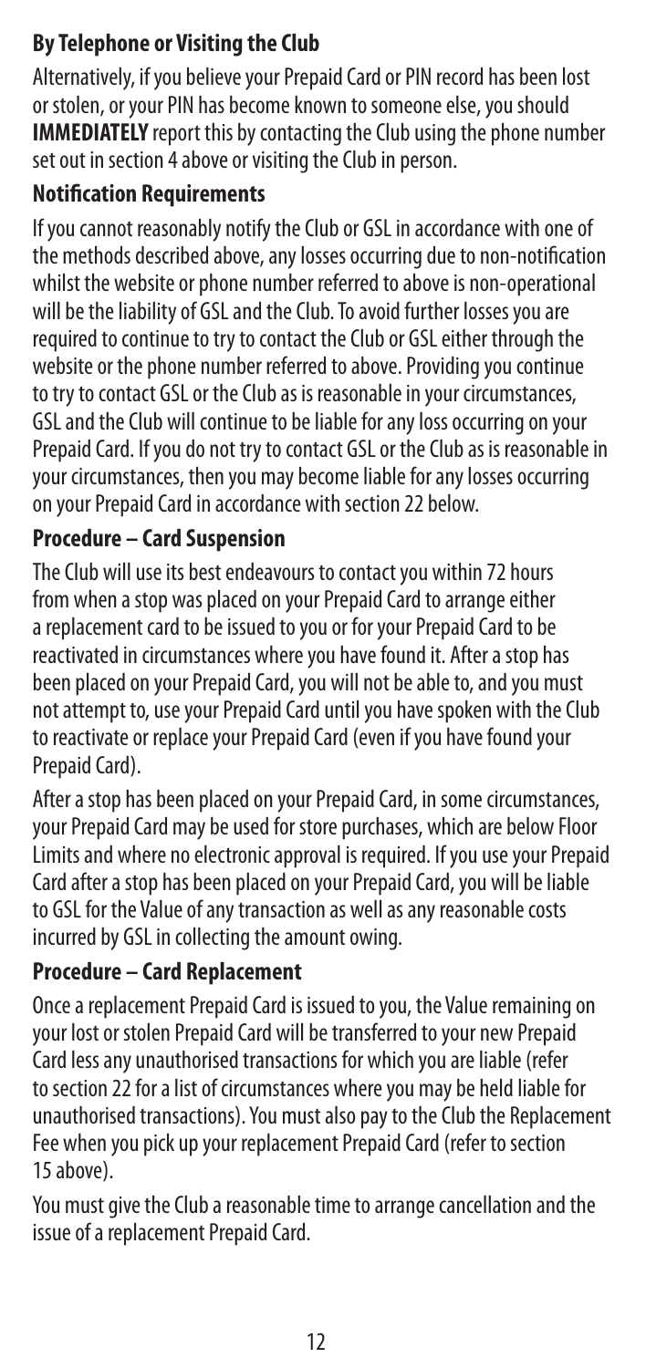### By Telephone or Visiting the Club

Alternatively, if you believe your Prepaid Card or PIN record has been lost or stolen, or your PIN has become known to someone else, you should **IMMEDIATELY** report this by contacting the Club using the phone number set out in section 4 above or visiting the Club in person.

### Notification Requirements

If you cannot reasonably notify the Club or GSL in accordance with one of the methods described above, any losses occurring due to non-notification whilst the website or phone number referred to above is non-operational will be the liability of GSL and the Club. To avoid further losses you are required to continue to try to contact the Club or GSL either through the website or the phone number referred to above. Providing you continue to try to contact GSL or the Club as is reasonable in your circumstances, GSL and the Club will continue to be liable for any loss occurring on your Prepaid Card. If you do not try to contact GSL or the Club as is reasonable in your circumstances, then you may become liable for any losses occurring on your Prepaid Card in accordance with section 22 below.

### Procedure – Card Suspension

The Club will use its best endeavours to contact you within 72 hours from when a stop was placed on your Prepaid Card to arrange either a replacement card to be issued to you or for your Prepaid Card to be reactivated in circumstances where you have found it. After a stop has been placed on your Prepaid Card, you will not be able to, and you must not attempt to, use your Prepaid Card until you have spoken with the Club to reactivate or replace your Prepaid Card (even if you have found your Prepaid Card).

After a stop has been placed on your Prepaid Card, in some circumstances, your Prepaid Card may be used for store purchases, which are below Floor Limits and where no electronic approval is required. If you use your Prepaid Card after a stop has been placed on your Prepaid Card, you will be liable to GSL for the Value of any transaction as well as any reasonable costs incurred by GSL in collecting the amount owing.

### Procedure – Card Replacement

Once a replacement Prepaid Card is issued to you, the Value remaining on your lost or stolen Prepaid Card will be transferred to your new Prepaid Card less any unauthorised transactions for which you are liable (refer to section 22 for a list of circumstances where you may be held liable for unauthorised transactions). You must also pay to the Club the Replacement Fee when you pick up your replacement Prepaid Card (refer to section 15 above).

You must give the Club a reasonable time to arrange cancellation and the issue of a replacement Prepaid Card.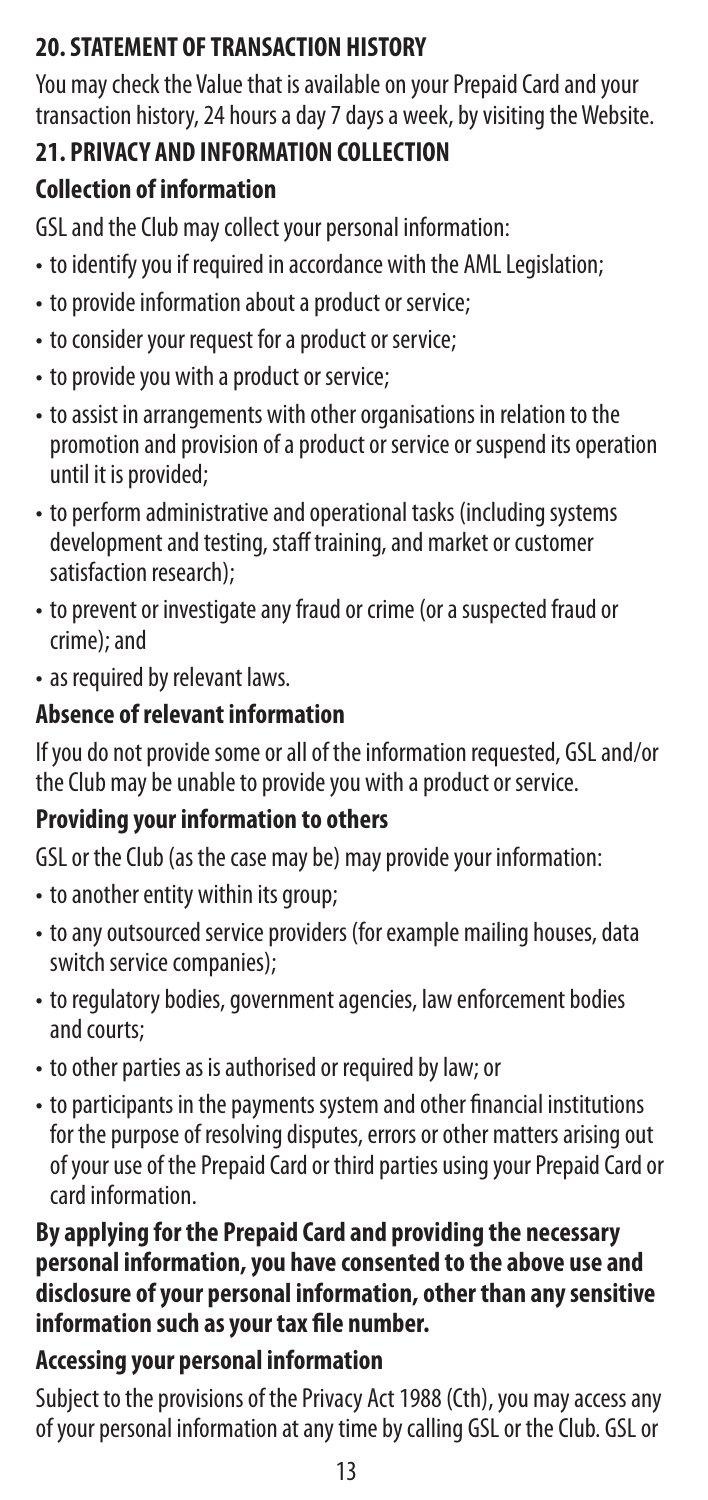## 20. STATEMENT OF TRANSACTION HISTORY

You may check the Value that is available on your Prepaid Card and your transaction history, 24 hours a day 7 days a week, by visiting the Website.

## 21. PRIVACY AND INFORMATION COLLECTION

### Collection of information

GSL and the Club may collect your personal information:

- to identify you if required in accordance with the AML Legislation;
- to provide information about a product or service;
- to consider your request for a product or service;
- to provide you with a product or service;
- to assist in arrangements with other organisations in relation to the promotion and provision of a product or service or suspend its operation until it is provided;
- to perform administrative and operational tasks (including systems development and testing, staff training, and market or customer satisfaction research);
- to prevent or investigate any fraud or crime (or a suspected fraud or crime); and
- as required by relevant laws.

### Absence of relevant information

If you do not provide some or all of the information requested, GSL and/or the Club may be unable to provide you with a product or service.

### Providing your information to others

GSL or the Club (as the case may be) may provide your information:

- to another entity within its group;
- to any outsourced service providers (for example mailing houses, data switch service companies);
- to regulatory bodies, government agencies, law enforcement bodies and courts;
- to other parties as is authorised or required by law; or
- to participants in the payments system and other financial institutions for the purpose of resolving disputes, errors or other matters arising out of your use of the Prepaid Card or third parties using your Prepaid Card or card information.

**By applying for the Prepaid Card and providing the necessary personal information, you have consented to the above use and disclosure of your personal information, other than any sensitive information such as your tax file number.**

### Accessing your personal information

Subject to the provisions of the Privacy Act 1988 (Cth), you may access any of your personal information at any time by calling GSL or the Club. GSL or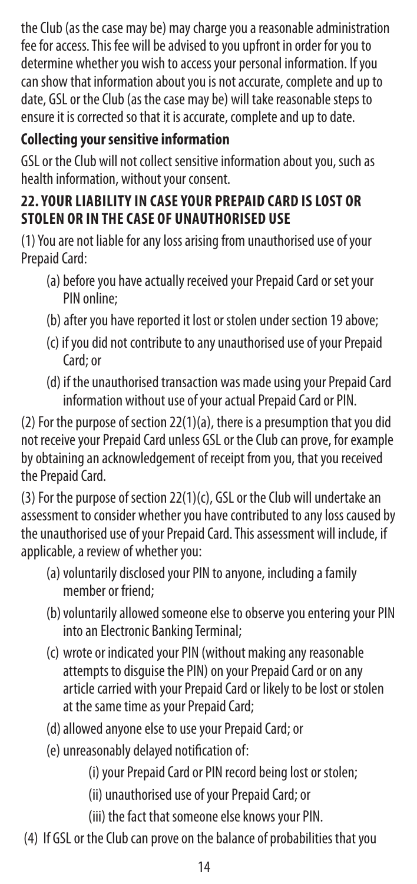the Club (as the case may be) may charge you a reasonable administration fee for access. This fee will be advised to you upfront in order for you to determine whether you wish to access your personal information. If you can show that information about you is not accurate, complete and up to date, GSL or the Club (as the case may be) will take reasonable steps to ensure it is corrected so that it is accurate, complete and up to date.

### Collecting your sensitive information

GSL or the Club will not collect sensitive information about you, such as health information, without your consent.

## 22. YOUR LIABILITY IN CASE YOUR PREPAID CARD IS LOST OR STOLEN OR IN THE CASE OF UNAUTHORISED USE

(1) You are not liable for any loss arising from unauthorised use of your Prepaid Card:

- (a) before you have actually received your Prepaid Card or set your PIN online;
- (b) after you have reported it lost or stolen under section 19 above;
- (c) if you did not contribute to any unauthorised use of your Prepaid Card; or
- (d) if the unauthorised transaction was made using your Prepaid Card information without use of your actual Prepaid Card or PIN.

(2) For the purpose of section 22(1)(a), there is a presumption that you did not receive your Prepaid Card unless GSL or the Club can prove, for example by obtaining an acknowledgement of receipt from you, that you received the Prepaid Card.

(3) For the purpose of section 22(1)(c), GSL or the Club will undertake an assessment to consider whether you have contributed to any loss caused by the unauthorised use of your Prepaid Card. This assessment will include, if applicable, a review of whether you:

- (a) voluntarily disclosed your PIN to anyone, including a family member or friend;
- (b) voluntarily allowed someone else to observe you entering your PIN into an Electronic Banking Terminal;
- (c) wrote or indicated your PIN (without making any reasonable attempts to disguise the PIN) on your Prepaid Card or on any article carried with your Prepaid Card or likely to be lost or stolen at the same time as your Prepaid Card;
- (d) allowed anyone else to use your Prepaid Card; or
- (e) unreasonably delayed notification of:
  - (i) your Prepaid Card or PIN record being lost or stolen;
  - (ii) unauthorised use of your Prepaid Card; or
  - (iii) the fact that someone else knows your PIN.

(4) If GSL or the Club can prove on the balance of probabilities that you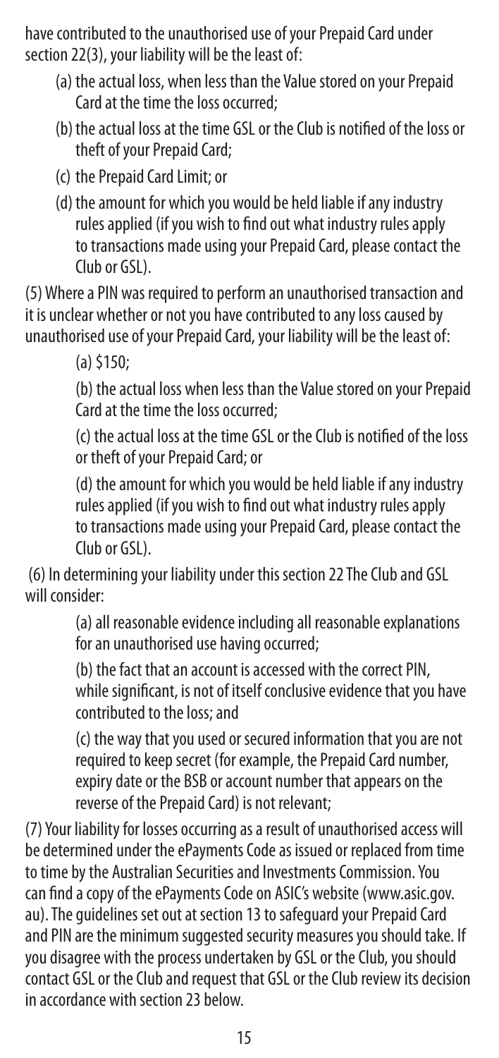have contributed to the unauthorised use of your Prepaid Card under section 22(3), your liability will be the least of:

(a) the actual loss, when less than the Value stored on your Prepaid Card at the time the loss occurred;

(b) the actual loss at the time GSL or the Club is notified of the loss or theft of your Prepaid Card;

(c) the Prepaid Card Limit; or

(d) the amount for which you would be held liable if any industry rules applied (if you wish to find out what industry rules apply to transactions made using your Prepaid Card, please contact the Club or GSL).

(5) Where a PIN was required to perform an unauthorised transaction and it is unclear whether or not you have contributed to any loss caused by unauthorised use of your Prepaid Card, your liability will be the least of:

(a) $150;

(b) the actual loss when less than the Value stored on your Prepaid Card at the time the loss occurred;

(c) the actual loss at the time GSL or the Club is notified of the loss or theft of your Prepaid Card; or

(d) the amount for which you would be held liable if any industry rules applied (if you wish to find out what industry rules apply to transactions made using your Prepaid Card, please contact the Club or GSL).

(6) In determining your liability under this section 22 The Club and GSL will consider:

(a) all reasonable evidence including all reasonable explanations for an unauthorised use having occurred;

(b) the fact that an account is accessed with the correct PIN, while significant, is not of itself conclusive evidence that you have contributed to the loss; and

(c) the way that you used or secured information that you are not required to keep secret (for example, the Prepaid Card number, expiry date or the BSB or account number that appears on the reverse of the Prepaid Card) is not relevant;

(7) Your liability for losses occurring as a result of unauthorised access will be determined under the ePayments Code as issued or replaced from time to time by the Australian Securities and Investments Commission. You can find a copy of the ePayments Code on ASIC's website (www.asic.gov.au). The guidelines set out at section 13 to safeguard your Prepaid Card and PIN are the minimum suggested security measures you should take. If you disagree with the process undertaken by GSL or the Club, you should contact GSL or the Club and request that GSL or the Club review its decision in accordance with section 23 below.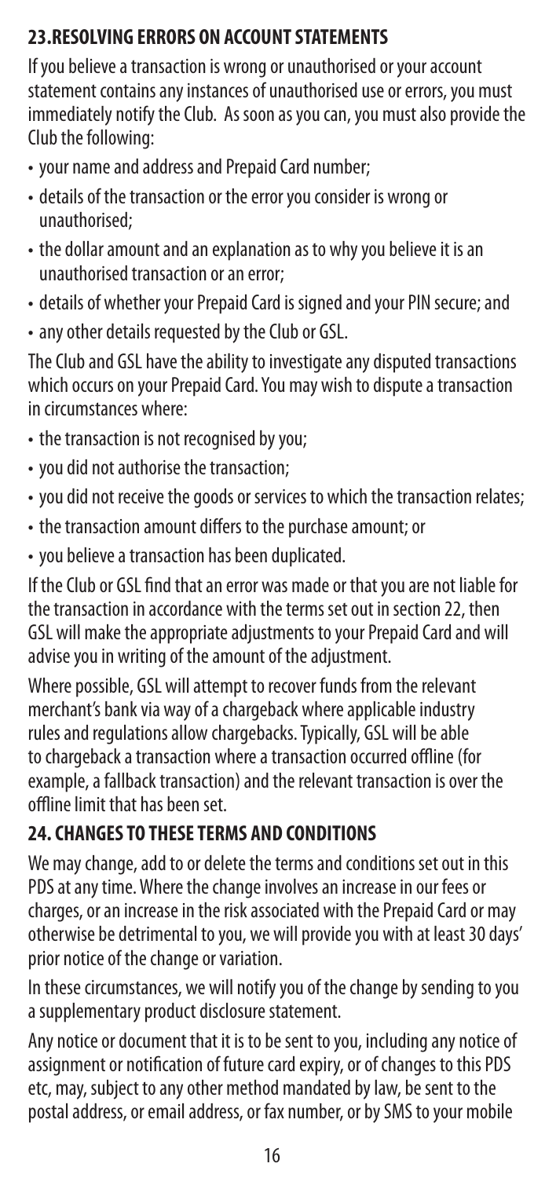## 23.RESOLVING ERRORS ON ACCOUNT STATEMENTS

If you believe a transaction is wrong or unauthorised or your account statement contains any instances of unauthorised use or errors, you must immediately notify the Club. As soon as you can, you must also provide the Club the following:

- your name and address and Prepaid Card number;
- details of the transaction or the error you consider is wrong or unauthorised;
- the dollar amount and an explanation as to why you believe it is an unauthorised transaction or an error;
- details of whether your Prepaid Card is signed and your PIN secure; and
- any other details requested by the Club or GSL.

The Club and GSL have the ability to investigate any disputed transactions which occurs on your Prepaid Card. You may wish to dispute a transaction in circumstances where:

- the transaction is not recognised by you;
- you did not authorise the transaction;
- you did not receive the goods or services to which the transaction relates;
- the transaction amount differs to the purchase amount; or
- you believe a transaction has been duplicated.

If the Club or GSL find that an error was made or that you are not liable for the transaction in accordance with the terms set out in section 22, then GSL will make the appropriate adjustments to your Prepaid Card and will advise you in writing of the amount of the adjustment.

Where possible, GSL will attempt to recover funds from the relevant merchant's bank via way of a chargeback where applicable industry rules and regulations allow chargebacks. Typically, GSL will be able to chargeback a transaction where a transaction occurred offline (for example, a fallback transaction) and the relevant transaction is over the offline limit that has been set.

## 24. CHANGES TO THESE TERMS AND CONDITIONS

We may change, add to or delete the terms and conditions set out in this PDS at any time. Where the change involves an increase in our fees or charges, or an increase in the risk associated with the Prepaid Card or may otherwise be detrimental to you, we will provide you with at least 30 days' prior notice of the change or variation.

In these circumstances, we will notify you of the change by sending to you a supplementary product disclosure statement.

Any notice or document that it is to be sent to you, including any notice of assignment or notification of future card expiry, or of changes to this PDS etc, may, subject to any other method mandated by law, be sent to the postal address, or email address, or fax number, or by SMS to your mobile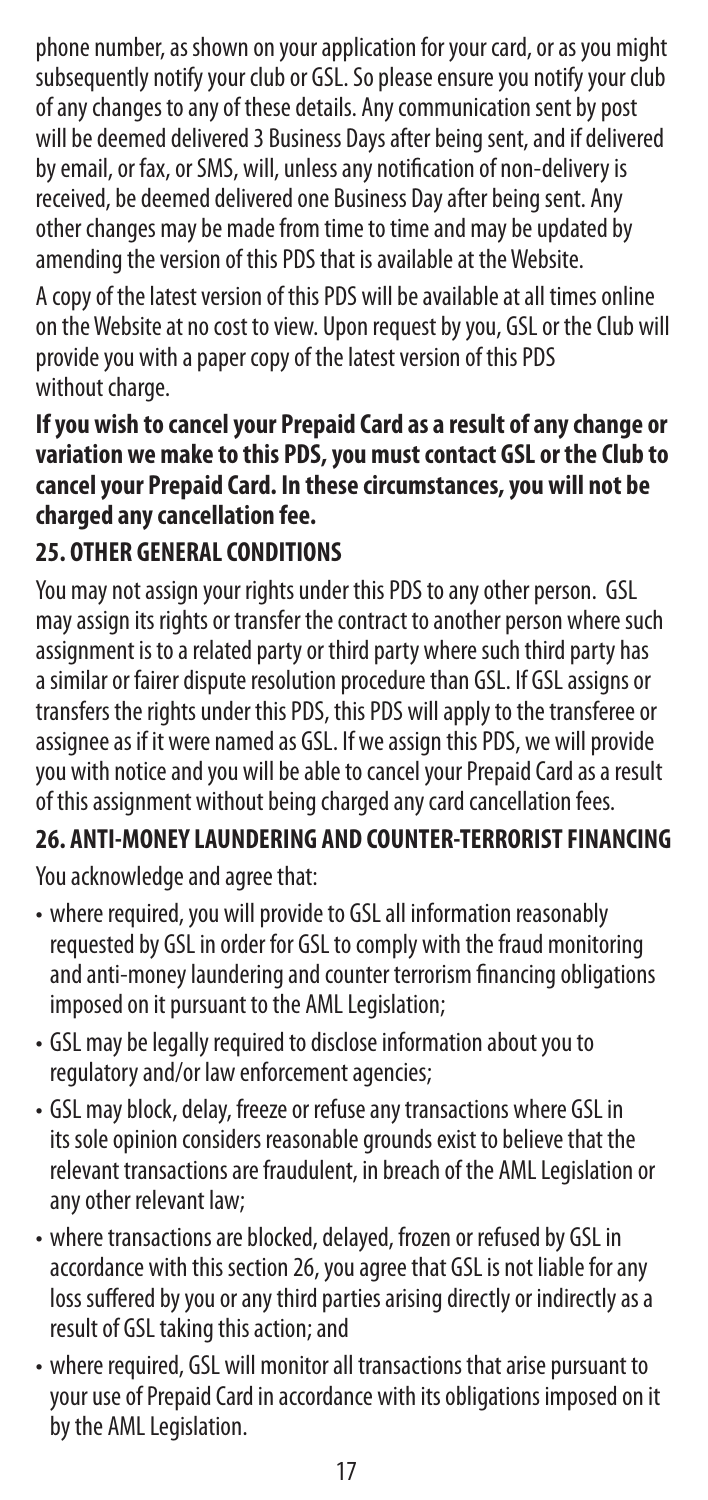phone number, as shown on your application for your card, or as you might subsequently notify your club or GSL. So please ensure you notify your club of any changes to any of these details. Any communication sent by post will be deemed delivered 3 Business Days after being sent, and if delivered by email, or fax, or SMS, will, unless any notification of non-delivery is received, be deemed delivered one Business Day after being sent. Any other changes may be made from time to time and may be updated by amending the version of this PDS that is available at the Website.

A copy of the latest version of this PDS will be available at all times online on the Website at no cost to view. Upon request by you, GSL or the Club will provide you with a paper copy of the latest version of this PDS without charge.

**If you wish to cancel your Prepaid Card as a result of any change or variation we make to this PDS, you must contact GSL or the Club to cancel your Prepaid Card. In these circumstances, you will not be charged any cancellation fee.**

## 25. OTHER GENERAL CONDITIONS

You may not assign your rights under this PDS to any other person. GSL may assign its rights or transfer the contract to another person where such assignment is to a related party or third party where such third party has a similar or fairer dispute resolution procedure than GSL. If GSL assigns or transfers the rights under this PDS, this PDS will apply to the transferee or assignee as if it were named as GSL. If we assign this PDS, we will provide you with notice and you will be able to cancel your Prepaid Card as a result of this assignment without being charged any card cancellation fees.

## 26. ANTI-MONEY LAUNDERING AND COUNTER-TERRORIST FINANCING

You acknowledge and agree that:

- where required, you will provide to GSL all information reasonably requested by GSL in order for GSL to comply with the fraud monitoring and anti-money laundering and counter terrorism financing obligations imposed on it pursuant to the AML Legislation;
- GSL may be legally required to disclose information about you to regulatory and/or law enforcement agencies;
- GSL may block, delay, freeze or refuse any transactions where GSL in its sole opinion considers reasonable grounds exist to believe that the relevant transactions are fraudulent, in breach of the AML Legislation or any other relevant law;
- where transactions are blocked, delayed, frozen or refused by GSL in accordance with this section 26, you agree that GSL is not liable for any loss suffered by you or any third parties arising directly or indirectly as a result of GSL taking this action; and
- where required, GSL will monitor all transactions that arise pursuant to your use of Prepaid Card in accordance with its obligations imposed on it by the AML Legislation.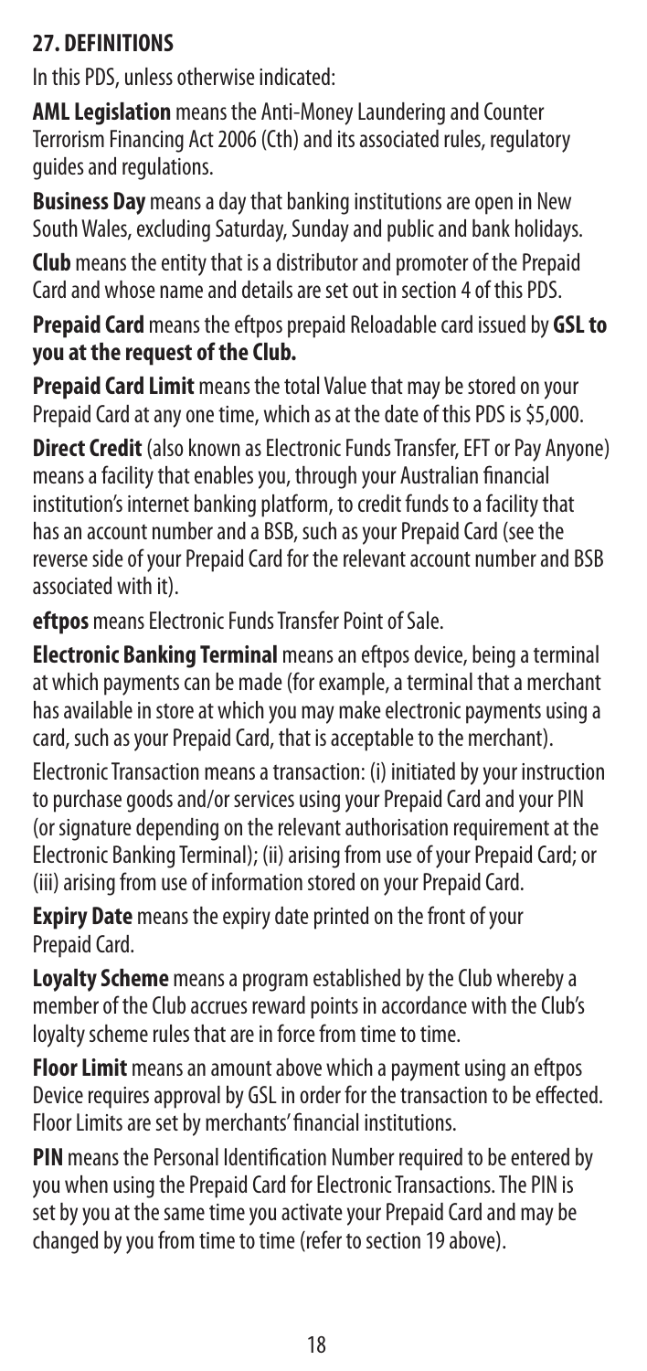## 27. DEFINITIONS

In this PDS, unless otherwise indicated:

**AML Legislation** means the Anti-Money Laundering and Counter Terrorism Financing Act 2006 (Cth) and its associated rules, regulatory guides and regulations.

**Business Day** means a day that banking institutions are open in New South Wales, excluding Saturday, Sunday and public and bank holidays.

**Club** means the entity that is a distributor and promoter of the Prepaid Card and whose name and details are set out in section 4 of this PDS.

**Prepaid Card** means the eftpos prepaid Reloadable card issued by **GSL to you at the request of the Club.**

**Prepaid Card Limit** means the total Value that may be stored on your Prepaid Card at any one time, which as at the date of this PDS is $5,000.

**Direct Credit** (also known as Electronic Funds Transfer, EFT or Pay Anyone) means a facility that enables you, through your Australian financial institution's internet banking platform, to credit funds to a facility that has an account number and a BSB, such as your Prepaid Card (see the reverse side of your Prepaid Card for the relevant account number and BSB associated with it).

**eftpos** means Electronic Funds Transfer Point of Sale.

**Electronic Banking Terminal** means an eftpos device, being a terminal at which payments can be made (for example, a terminal that a merchant has available in store at which you may make electronic payments using a card, such as your Prepaid Card, that is acceptable to the merchant).

Electronic Transaction means a transaction: (i) initiated by your instruction to purchase goods and/or services using your Prepaid Card and your PIN (or signature depending on the relevant authorisation requirement at the Electronic Banking Terminal); (ii) arising from use of your Prepaid Card; or (iii) arising from use of information stored on your Prepaid Card.

**Expiry Date** means the expiry date printed on the front of your Prepaid Card.

**Loyalty Scheme** means a program established by the Club whereby a member of the Club accrues reward points in accordance with the Club's loyalty scheme rules that are in force from time to time.

**Floor Limit** means an amount above which a payment using an eftpos Device requires approval by GSL in order for the transaction to be effected. Floor Limits are set by merchants' financial institutions.

**PIN** means the Personal Identification Number required to be entered by you when using the Prepaid Card for Electronic Transactions. The PIN is set by you at the same time you activate your Prepaid Card and may be changed by you from time to time (refer to section 19 above).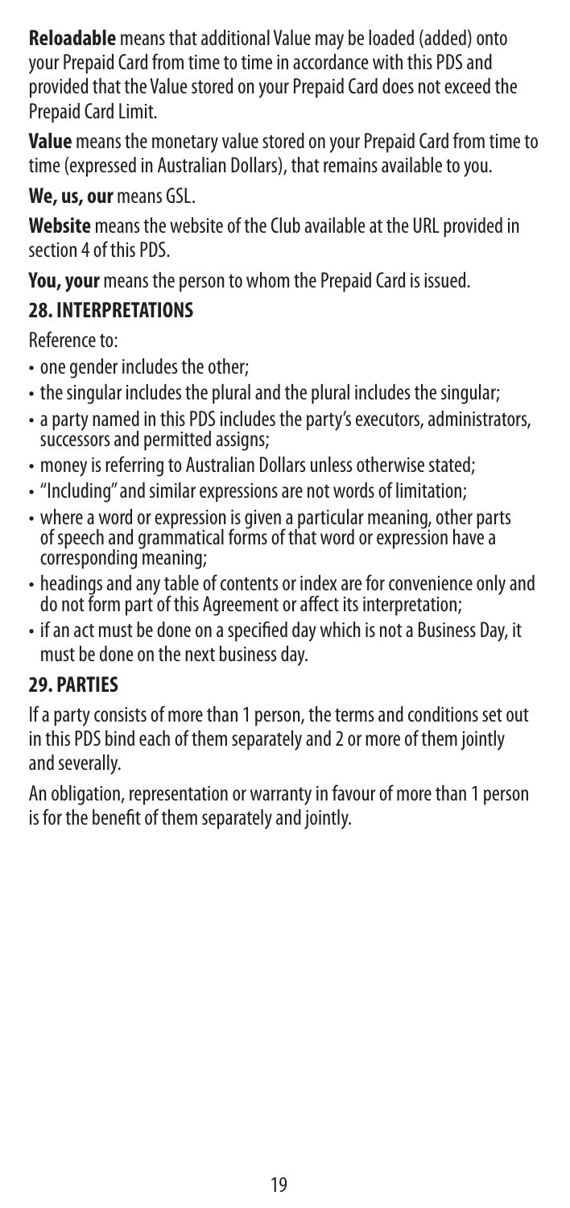**Reloadable** means that additional Value may be loaded (added) onto your Prepaid Card from time to time in accordance with this PDS and provided that the Value stored on your Prepaid Card does not exceed the Prepaid Card Limit.

**Value** means the monetary value stored on your Prepaid Card from time to time (expressed in Australian Dollars), that remains available to you.

**We, us, our** means GSL.

**Website** means the website of the Club available at the URL provided in section 4 of this PDS.

**You, your** means the person to whom the Prepaid Card is issued.

## 28. INTERPRETATIONS

Reference to:

- one gender includes the other;
- the singular includes the plural and the plural includes the singular;
- a party named in this PDS includes the party's executors, administrators, successors and permitted assigns;
- money is referring to Australian Dollars unless otherwise stated;
- "Including" and similar expressions are not words of limitation;
- where a word or expression is given a particular meaning, other parts of speech and grammatical forms of that word or expression have a corresponding meaning;
- headings and any table of contents or index are for convenience only and do not form part of this Agreement or affect its interpretation;
- if an act must be done on a specified day which is not a Business Day, it must be done on the next business day.

## 29. PARTIES

If a party consists of more than 1 person, the terms and conditions set out in this PDS bind each of them separately and 2 or more of them jointly and severally.

An obligation, representation or warranty in favour of more than 1 person is for the benefit of them separately and jointly.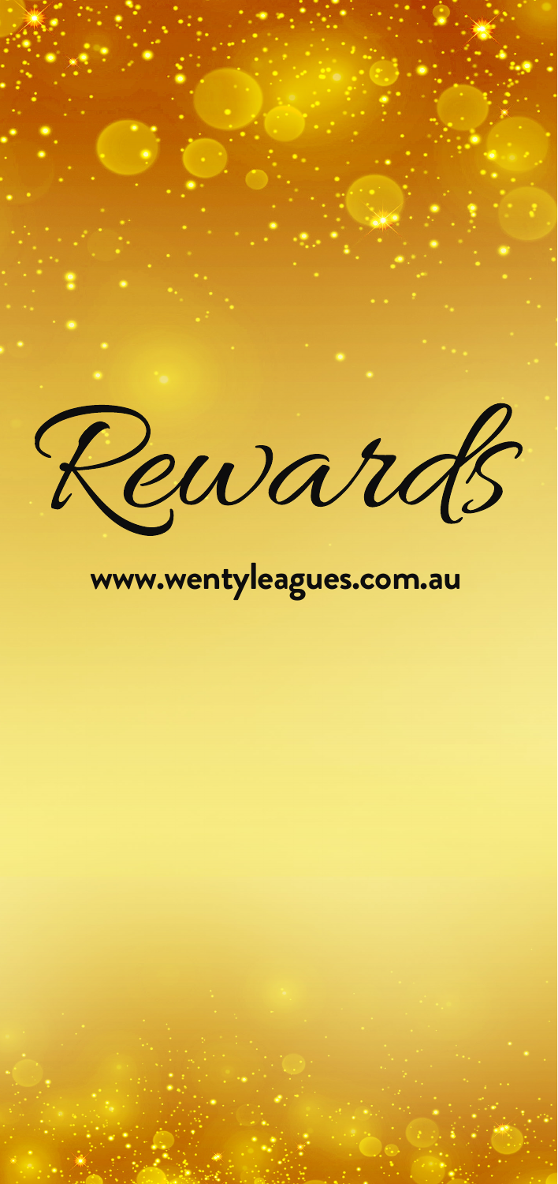# Rewards

**www.wentyleagues.com.au**